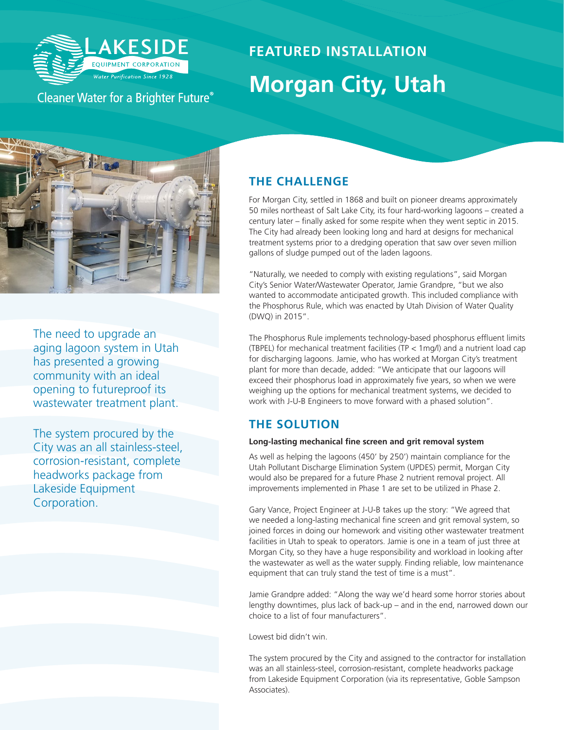LAKESIDE EQUIPMENT CORPORATION

Water Purification Since 1928

Cleaner Water for a Brighter Future®

# FEATURED INSTALLATION

# Morgan City, Utah

The need to upgrade an aging lagoon system in Utah has presented a growing community with an ideal opening to futureproof its wastewater treatment plant.

The system procured by the City was an all stainless-steel, corrosion-resistant, complete headworks package from Lakeside Equipment Corporation.

## THE CHALLENGE

For Morgan City, settled in 1868 and built on pioneer dreams approximately 50 miles northeast of Salt Lake City, its four hard-working lagoons – created a century later – finally asked for some respite when they went septic in 2015. The City had already been looking long and hard at designs for mechanical treatment systems prior to a dredging operation that saw over seven million gallons of sludge pumped out of the laden lagoons.

"Naturally, we needed to comply with existing regulations", said Morgan City's Senior Water/Wastewater Operator, Jamie Grandpre, "but we also wanted to accommodate anticipated growth. This included compliance with the Phosphorus Rule, which was enacted by Utah Division of Water Quality (DWQ) in 2015".

The Phosphorus Rule implements technology-based phosphorus effluent limits (TBPEL) for mechanical treatment facilities (TP < 1mg/l) and a nutrient load cap for discharging lagoons. Jamie, who has worked at Morgan City's treatment plant for more than decade, added: "We anticipate that our lagoons will exceed their phosphorus load in approximately five years, so when we were weighing up the options for mechanical treatment systems, we decided to work with J-U-B Engineers to move forward with a phased solution".

## THE SOLUTION

**Long-lasting mechanical fine screen and grit removal system**

As well as helping the lagoons (450' by 250') maintain compliance for the Utah Pollutant Discharge Elimination System (UPDES) permit, Morgan City would also be prepared for a future Phase 2 nutrient removal project. All improvements implemented in Phase 1 are set to be utilized in Phase 2.

Gary Vance, Project Engineer at J-U-B takes up the story: "We agreed that we needed a long-lasting mechanical fine screen and grit removal system, so joined forces in doing our homework and visiting other wastewater treatment facilities in Utah to speak to operators. Jamie is one in a team of just three at Morgan City, so they have a huge responsibility and workload in looking after the wastewater as well as the water supply. Finding reliable, low maintenance equipment that can truly stand the test of time is a must".

Jamie Grandpre added: "Along the way we'd heard some horror stories about lengthy downtimes, plus lack of back-up – and in the end, narrowed down our choice to a list of four manufacturers".

Lowest bid didn't win.

The system procured by the City and assigned to the contractor for installation was an all stainless-steel, corrosion-resistant, complete headworks package from Lakeside Equipment Corporation (via its representative, Goble Sampson Associates).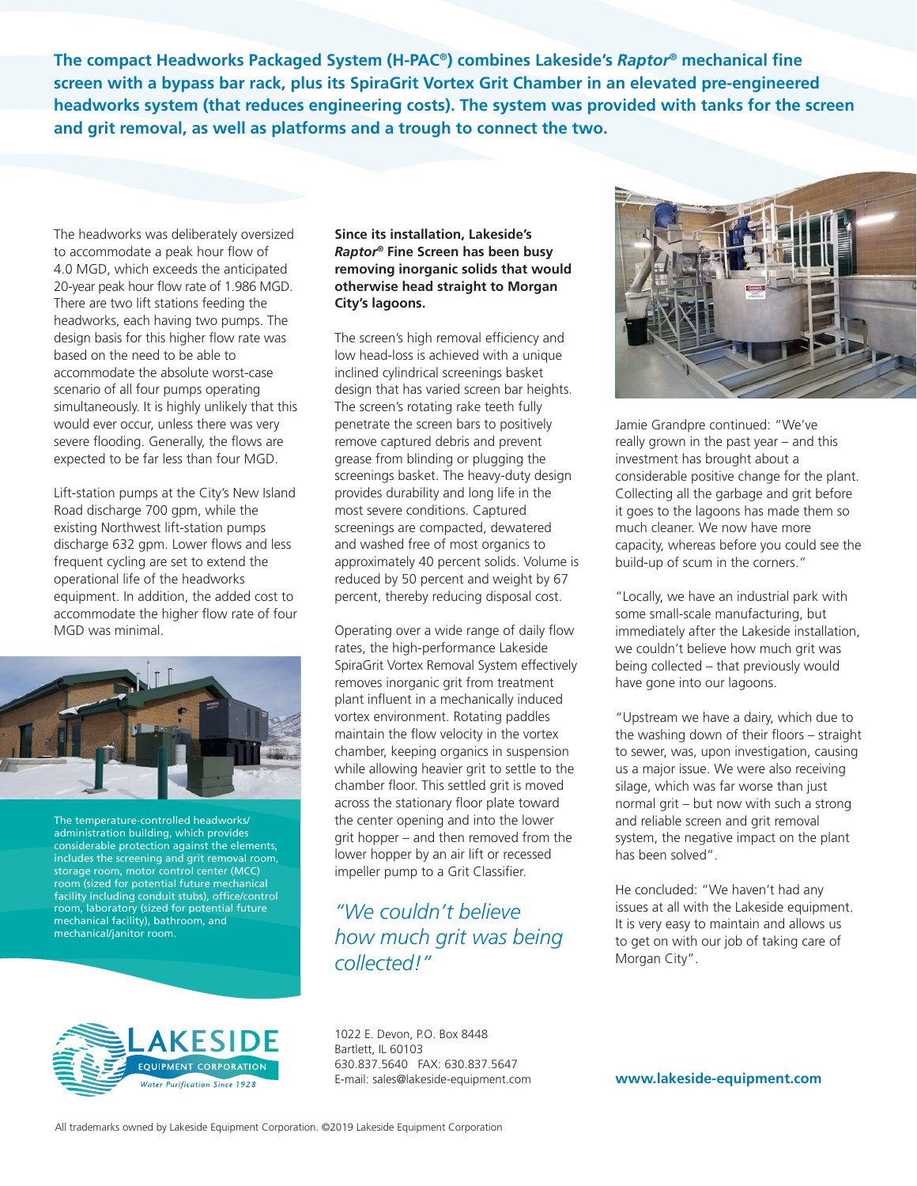**The compact Headworks Packaged System (H-PAC®) combines Lakeside's *Raptor*® mechanical fine screen with a bypass bar rack, plus its SpiraGrit Vortex Grit Chamber in an elevated pre-engineered headworks system (that reduces engineering costs). The system was provided with tanks for the screen and grit removal, as well as platforms and a trough to connect the two.**

The headworks was deliberately oversized to accommodate a peak hour flow of 4.0 MGD, which exceeds the anticipated 20-year peak hour flow rate of 1.986 MGD. There are two lift stations feeding the headworks, each having two pumps. The design basis for this higher flow rate was based on the need to be able to accommodate the absolute worst-case scenario of all four pumps operating simultaneously. It is highly unlikely that this would ever occur, unless there was very severe flooding. Generally, the flows are expected to be far less than four MGD.

Lift-station pumps at the City's New Island Road discharge 700 gpm, while the existing Northwest lift-station pumps discharge 632 gpm. Lower flows and less frequent cycling are set to extend the operational life of the headworks equipment. In addition, the added cost to accommodate the higher flow rate of four MGD was minimal.

The temperature-controlled headworks/administration building, which provides considerable protection against the elements, includes the screening and grit removal room, storage room, motor control center (MCC) room (sized for potential future mechanical facility including conduit stubs), office/control room, laboratory (sized for potential future mechanical facility), bathroom, and mechanical/janitor room.

**Since its installation, Lakeside's *Raptor*® Fine Screen has been busy removing inorganic solids that would otherwise head straight to Morgan City's lagoons.**

The screen's high removal efficiency and low head-loss is achieved with a unique inclined cylindrical screenings basket design that has varied screen bar heights. The screen's rotating rake teeth fully penetrate the screen bars to positively remove captured debris and prevent grease from blinding or plugging the screenings basket. The heavy-duty design provides durability and long life in the most severe conditions. Captured screenings are compacted, dewatered and washed free of most organics to approximately 40 percent solids. Volume is reduced by 50 percent and weight by 67 percent, thereby reducing disposal cost.

Operating over a wide range of daily flow rates, the high-performance Lakeside SpiraGrit Vortex Removal System effectively removes inorganic grit from treatment plant influent in a mechanically induced vortex environment. Rotating paddles maintain the flow velocity in the vortex chamber, keeping organics in suspension while allowing heavier grit to settle to the chamber floor. This settled grit is moved across the stationary floor plate toward the center opening and into the lower grit hopper – and then removed from the lower hopper by an air lift or recessed impeller pump to a Grit Classifier.

*"We couldn't believe how much grit was being collected!"*

Jamie Grandpre continued: "We've really grown in the past year – and this investment has brought about a considerable positive change for the plant. Collecting all the garbage and grit before it goes to the lagoons has made them so much cleaner. We now have more capacity, whereas before you could see the build-up of scum in the corners."

"Locally, we have an industrial park with some small-scale manufacturing, but immediately after the Lakeside installation, we couldn't believe how much grit was being collected – that previously would have gone into our lagoons.

"Upstream we have a dairy, which due to the washing down of their floors – straight to sewer, was, upon investigation, causing us a major issue. We were also receiving silage, which was far worse than just normal grit – but now with such a strong and reliable screen and grit removal system, the negative impact on the plant has been solved".

He concluded: "We haven't had any issues at all with the Lakeside equipment. It is very easy to maintain and allows us to get on with our job of taking care of Morgan City".

LAKESIDE EQUIPMENT CORPORATION
*Water Purification Since 1928*

1022 E. Devon, P.O. Box 8448
Bartlett, IL 60103
630.837.5640 FAX: 630.837.5647
E-mail: sales@lakeside-equipment.com

**www.lakeside-equipment.com**

All trademarks owned by Lakeside Equipment Corporation. ©2019 Lakeside Equipment Corporation